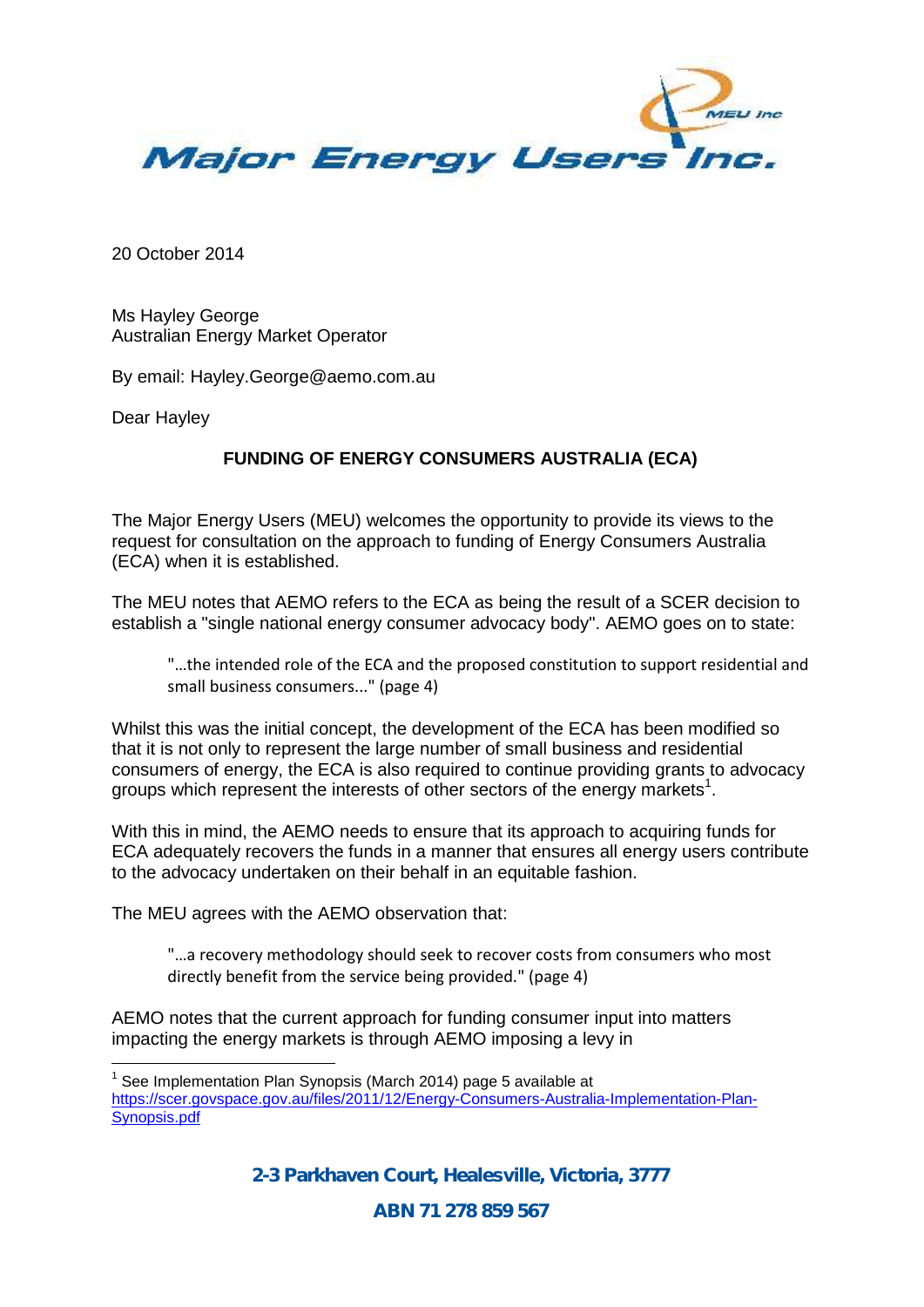Major Energy Users Inc.

20 October 2014

Ms Hayley George
Australian Energy Market Operator

By email: Hayley.George@aemo.com.au

Dear Hayley

**FUNDING OF ENERGY CONSUMERS AUSTRALIA (ECA)**

The Major Energy Users (MEU) welcomes the opportunity to provide its views to the request for consultation on the approach to funding of Energy Consumers Australia (ECA) when it is established.

The MEU notes that AEMO refers to the ECA as being the result of a SCER decision to establish a "single national energy consumer advocacy body". AEMO goes on to state:

> "…the intended role of the ECA and the proposed constitution to support residential and small business consumers..." (page 4)

Whilst this was the initial concept, the development of the ECA has been modified so that it is not only to represent the large number of small business and residential consumers of energy, the ECA is also required to continue providing grants to advocacy groups which represent the interests of other sectors of the energy markets[1].

With this in mind, the AEMO needs to ensure that its approach to acquiring funds for ECA adequately recovers the funds in a manner that ensures all energy users contribute to the advocacy undertaken on their behalf in an equitable fashion.

The MEU agrees with the AEMO observation that:

> "…a recovery methodology should seek to recover costs from consumers who most directly benefit from the service being provided." (page 4)

AEMO notes that the current approach for funding consumer input into matters impacting the energy markets is through AEMO imposing a levy in

[1] See Implementation Plan Synopsis (March 2014) page 5 available at https://scer.govspace.gov.au/files/2011/12/Energy-Consumers-Australia-Implementation-Plan-Synopsis.pdf

2-3 Parkhaven Court, Healesville, Victoria, 3777

ABN 71 278 859 567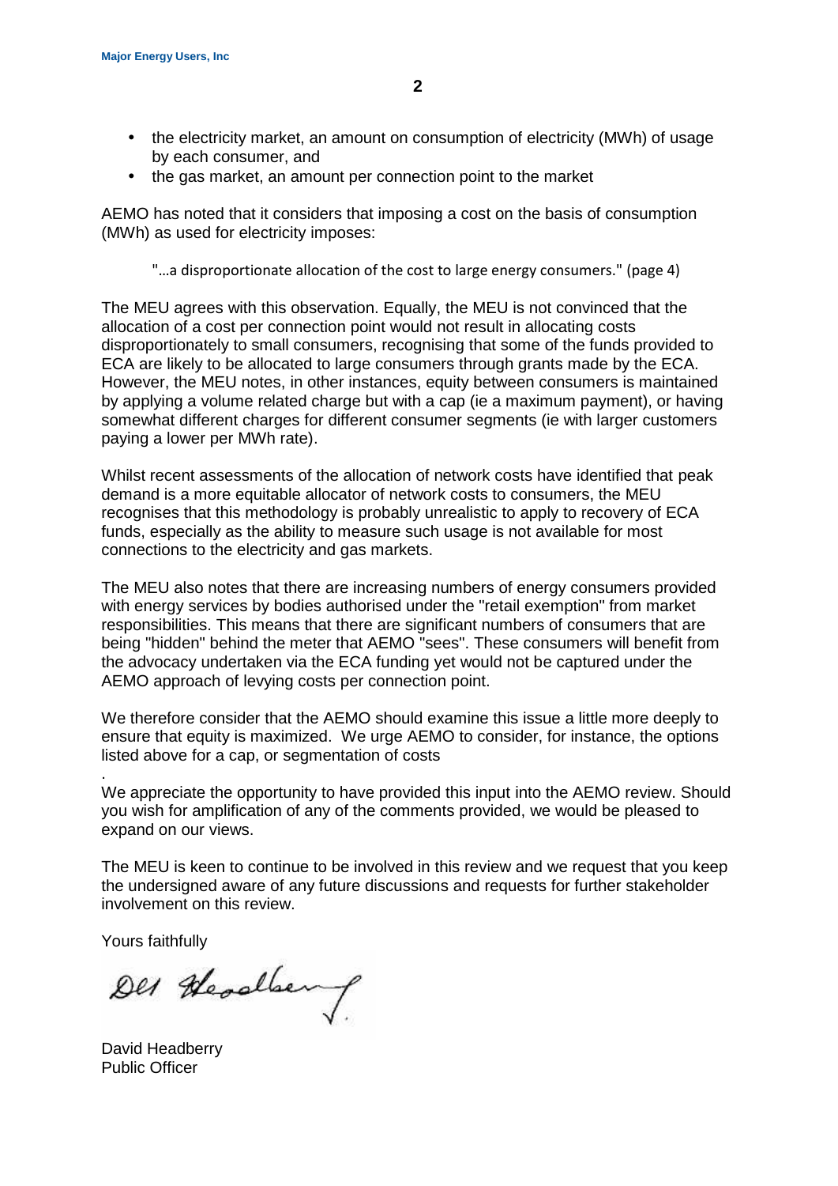- the electricity market, an amount on consumption of electricity (MWh) of usage by each consumer, and
- the gas market, an amount per connection point to the market

AEMO has noted that it considers that imposing a cost on the basis of consumption (MWh) as used for electricity imposes:

> "…a disproportionate allocation of the cost to large energy consumers." (page 4)

The MEU agrees with this observation. Equally, the MEU is not convinced that the allocation of a cost per connection point would not result in allocating costs disproportionately to small consumers, recognising that some of the funds provided to ECA are likely to be allocated to large consumers through grants made by the ECA. However, the MEU notes, in other instances, equity between consumers is maintained by applying a volume related charge but with a cap (ie a maximum payment), or having somewhat different charges for different consumer segments (ie with larger customers paying a lower per MWh rate).

Whilst recent assessments of the allocation of network costs have identified that peak demand is a more equitable allocator of network costs to consumers, the MEU recognises that this methodology is probably unrealistic to apply to recovery of ECA funds, especially as the ability to measure such usage is not available for most connections to the electricity and gas markets.

The MEU also notes that there are increasing numbers of energy consumers provided with energy services by bodies authorised under the "retail exemption" from market responsibilities. This means that there are significant numbers of consumers that are being "hidden" behind the meter that AEMO "sees". These consumers will benefit from the advocacy undertaken via the ECA funding yet would not be captured under the AEMO approach of levying costs per connection point.

We therefore consider that the AEMO should examine this issue a little more deeply to ensure that equity is maximized. We urge AEMO to consider, for instance, the options listed above for a cap, or segmentation of costs

.
We appreciate the opportunity to have provided this input into the AEMO review. Should you wish for amplification of any of the comments provided, we would be pleased to expand on our views.

The MEU is keen to continue to be involved in this review and we request that you keep the undersigned aware of any future discussions and requests for further stakeholder involvement on this review.

Yours faithfully

David Headberry
Public Officer